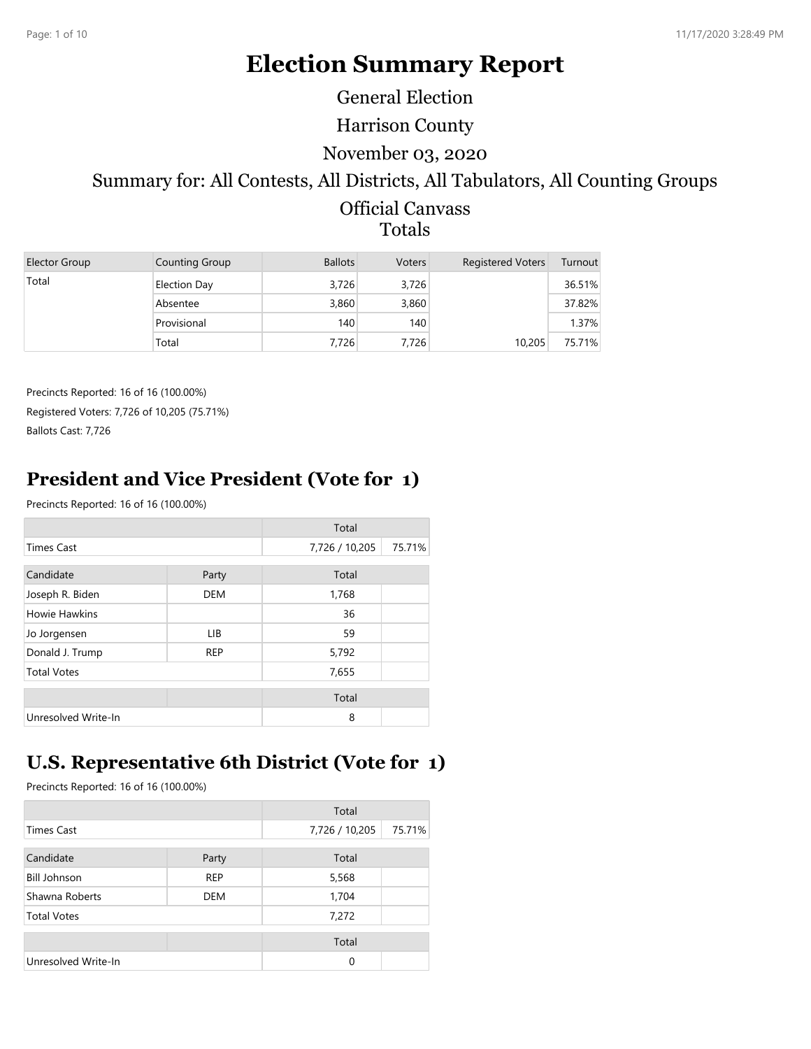# Election Summary Report

General Election

Harrison County

November 03, 2020

Summary for: All Contests, All Districts, All Tabulators, All Counting Groups

Official Canvass

Totals

| Elector Group | Counting Group | Ballots | Voters | Registered Voters | Turnout |
|---|---|---|---|---|---|
| Total | Election Day | 3,726 | 3,726 | | 36.51% |
| | Absentee | 3,860 | 3,860 | | 37.82% |
| | Provisional | 140 | 140 | | 1.37% |
| | Total | 7,726 | 7,726 | 10,205 | 75.71% |

Precincts Reported: 16 of 16 (100.00%)

Registered Voters: 7,726 of 10,205 (75.71%)

Ballots Cast: 7,726

## President and Vice President (Vote for 1)

Precincts Reported: 16 of 16 (100.00%)

| | | Total | |
|---|---|---|---|
| Times Cast | | 7,726 / 10,205 | 75.71% |

| Candidate | Party | Total | |
|---|---|---|---|
| Joseph R. Biden | DEM | 1,768 | |
| Howie Hawkins | | 36 | |
| Jo Jorgensen | LIB | 59 | |
| Donald J. Trump | REP | 5,792 | |
| Total Votes | | 7,655 | |

| | | Total | |
|---|---|---|---|
| Unresolved Write-In | | 8 | |

## U.S. Representative 6th District (Vote for 1)

Precincts Reported: 16 of 16 (100.00%)

| | | Total | |
|---|---|---|---|
| Times Cast | | 7,726 / 10,205 | 75.71% |

| Candidate | Party | Total | |
|---|---|---|---|
| Bill Johnson | REP | 5,568 | |
| Shawna Roberts | DEM | 1,704 | |
| Total Votes | | 7,272 | |

| | | Total | |
|---|---|---|---|
| Unresolved Write-In | | 0 | |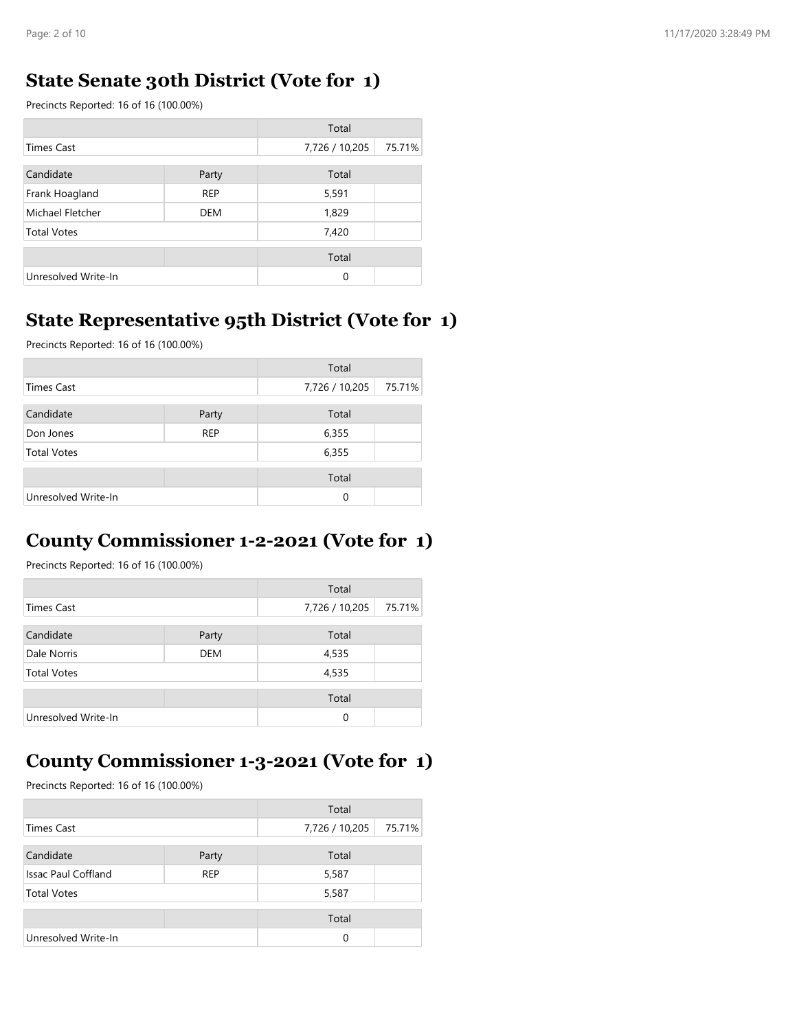## State Senate 30th District (Vote for 1)

Precincts Reported: 16 of 16 (100.00%)

| | | Total | |
|---|---|---|---|
| Times Cast | | 7,726 / 10,205 | 75.71% |

| Candidate | Party | Total | |
|---|---|---|---|
| Frank Hoagland | REP | 5,591 | |
| Michael Fletcher | DEM | 1,829 | |
| Total Votes | | 7,420 | |

| | | Total | |
|---|---|---|---|
| Unresolved Write-In | | 0 | |

## State Representative 95th District (Vote for 1)

Precincts Reported: 16 of 16 (100.00%)

| | | Total | |
|---|---|---|---|
| Times Cast | | 7,726 / 10,205 | 75.71% |

| Candidate | Party | Total | |
|---|---|---|---|
| Don Jones | REP | 6,355 | |
| Total Votes | | 6,355 | |

| | | Total | |
|---|---|---|---|
| Unresolved Write-In | | 0 | |

## County Commissioner 1-2-2021 (Vote for 1)

Precincts Reported: 16 of 16 (100.00%)

| | | Total | |
|---|---|---|---|
| Times Cast | | 7,726 / 10,205 | 75.71% |

| Candidate | Party | Total | |
|---|---|---|---|
| Dale Norris | DEM | 4,535 | |
| Total Votes | | 4,535 | |

| | | Total | |
|---|---|---|---|
| Unresolved Write-In | | 0 | |

## County Commissioner 1-3-2021 (Vote for 1)

Precincts Reported: 16 of 16 (100.00%)

| | | Total | |
|---|---|---|---|
| Times Cast | | 7,726 / 10,205 | 75.71% |

| Candidate | Party | Total | |
|---|---|---|---|
| Issac Paul Coffland | REP | 5,587 | |
| Total Votes | | 5,587 | |

| | | Total | |
|---|---|---|---|
| Unresolved Write-In | | 0 | |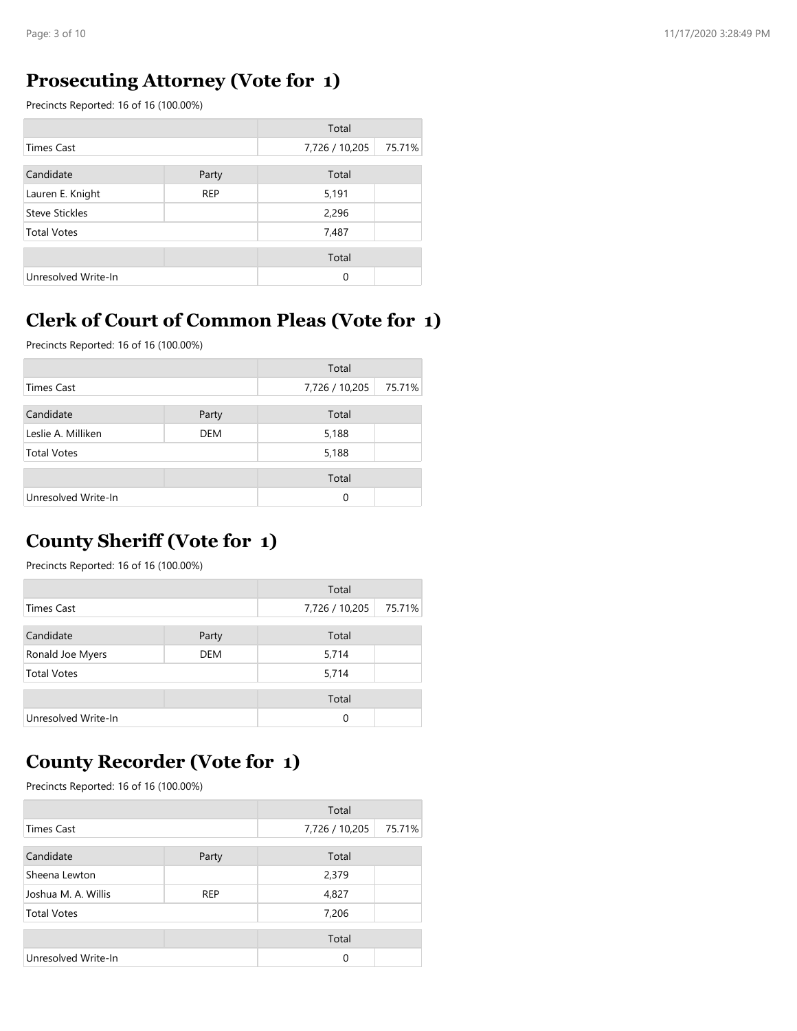## Prosecuting Attorney (Vote for 1)

Precincts Reported: 16 of 16 (100.00%)

| | | Total | |
|---|---|---|---|
| Times Cast | | 7,726 / 10,205 | 75.71% |

| Candidate | Party | Total | |
|---|---|---|---|
| Lauren E. Knight | REP | 5,191 | |
| Steve Stickles | | 2,296 | |
| Total Votes | | 7,487 | |

| | | Total | |
|---|---|---|---|
| Unresolved Write-In | | 0 | |

## Clerk of Court of Common Pleas (Vote for 1)

Precincts Reported: 16 of 16 (100.00%)

| | | Total | |
|---|---|---|---|
| Times Cast | | 7,726 / 10,205 | 75.71% |

| Candidate | Party | Total | |
|---|---|---|---|
| Leslie A. Milliken | DEM | 5,188 | |
| Total Votes | | 5,188 | |

| | | Total | |
|---|---|---|---|
| Unresolved Write-In | | 0 | |

## County Sheriff (Vote for 1)

Precincts Reported: 16 of 16 (100.00%)

| | | Total | |
|---|---|---|---|
| Times Cast | | 7,726 / 10,205 | 75.71% |

| Candidate | Party | Total | |
|---|---|---|---|
| Ronald Joe Myers | DEM | 5,714 | |
| Total Votes | | 5,714 | |

| | | Total | |
|---|---|---|---|
| Unresolved Write-In | | 0 | |

## County Recorder (Vote for 1)

Precincts Reported: 16 of 16 (100.00%)

| | | Total | |
|---|---|---|---|
| Times Cast | | 7,726 / 10,205 | 75.71% |

| Candidate | Party | Total | |
|---|---|---|---|
| Sheena Lewton | | 2,379 | |
| Joshua M. A. Willis | REP | 4,827 | |
| Total Votes | | 7,206 | |

| | | Total | |
|---|---|---|---|
| Unresolved Write-In | | 0 | |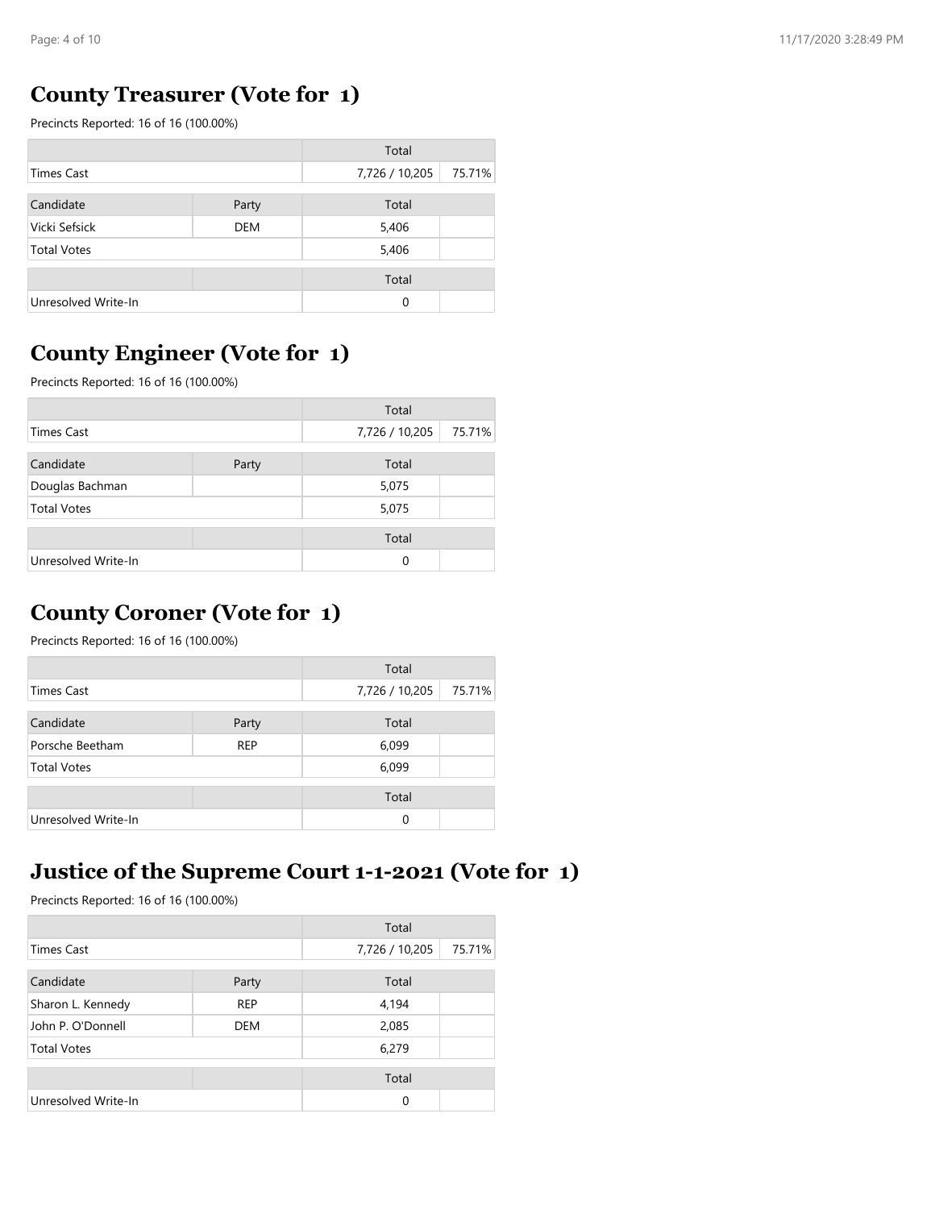## County Treasurer (Vote for 1)

Precincts Reported: 16 of 16 (100.00%)

| | | Total | |
|---|---|---|---|
| Times Cast | | 7,726 / 10,205 | 75.71% |
| Candidate | Party | Total | |
| Vicki Sefsick | DEM | 5,406 | |
| Total Votes | | 5,406 | |
| | | Total | |
| Unresolved Write-In | | 0 | |

## County Engineer (Vote for 1)

Precincts Reported: 16 of 16 (100.00%)

| | | Total | |
|---|---|---|---|
| Times Cast | | 7,726 / 10,205 | 75.71% |
| Candidate | Party | Total | |
| Douglas Bachman | | 5,075 | |
| Total Votes | | 5,075 | |
| | | Total | |
| Unresolved Write-In | | 0 | |

## County Coroner (Vote for 1)

Precincts Reported: 16 of 16 (100.00%)

| | | Total | |
|---|---|---|---|
| Times Cast | | 7,726 / 10,205 | 75.71% |
| Candidate | Party | Total | |
| Porsche Beetham | REP | 6,099 | |
| Total Votes | | 6,099 | |
| | | Total | |
| Unresolved Write-In | | 0 | |

## Justice of the Supreme Court 1-1-2021 (Vote for 1)

Precincts Reported: 16 of 16 (100.00%)

| | | Total | |
|---|---|---|---|
| Times Cast | | 7,726 / 10,205 | 75.71% |
| Candidate | Party | Total | |
| Sharon L. Kennedy | REP | 4,194 | |
| John P. O'Donnell | DEM | 2,085 | |
| Total Votes | | 6,279 | |
| | | Total | |
| Unresolved Write-In | | 0 | |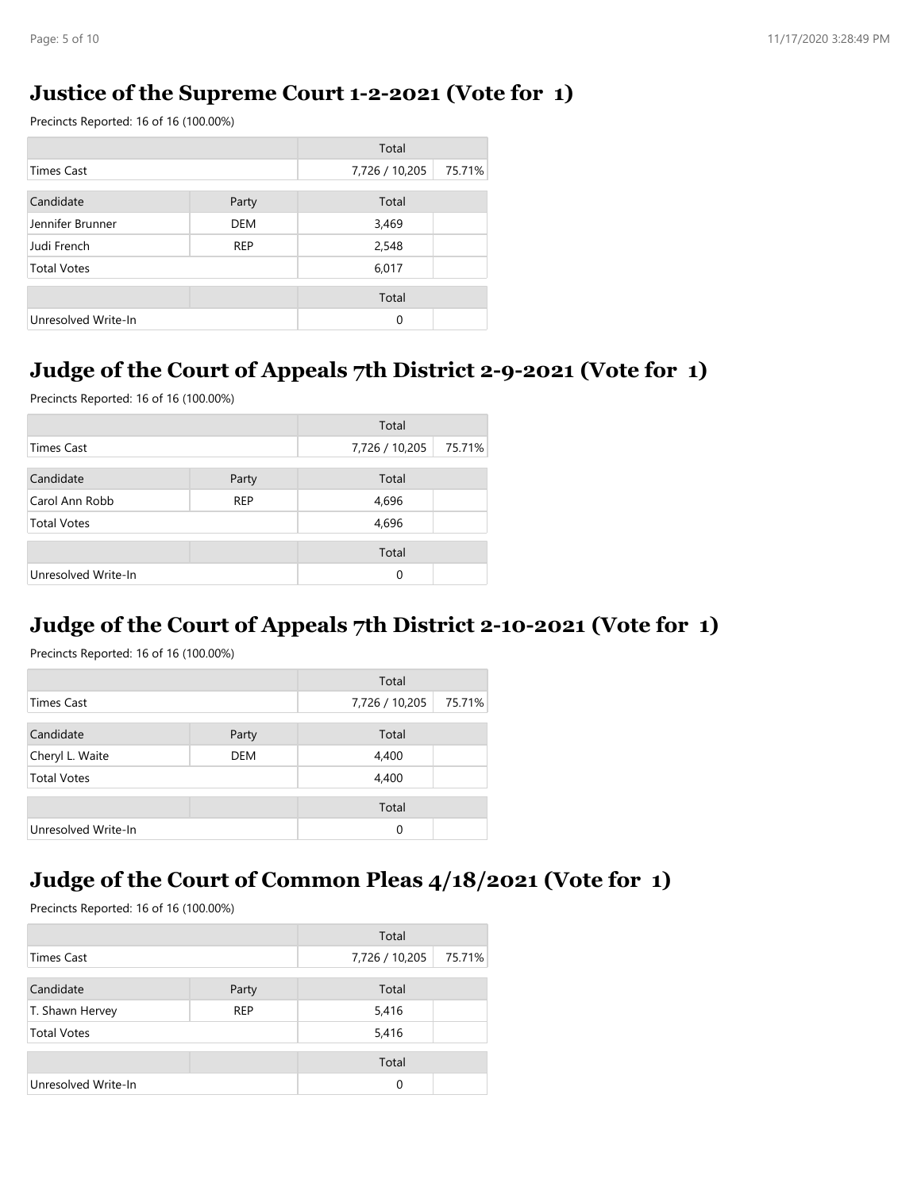## Justice of the Supreme Court 1-2-2021 (Vote for 1)

Precincts Reported: 16 of 16 (100.00%)

| | | Total | |
|---|---|---|---|
| Times Cast | | 7,726 / 10,205 | 75.71% |

| Candidate | Party | Total | |
|---|---|---|---|
| Jennifer Brunner | DEM | 3,469 | |
| Judi French | REP | 2,548 | |
| Total Votes | | 6,017 | |

| | | Total | |
|---|---|---|---|
| Unresolved Write-In | | 0 | |

## Judge of the Court of Appeals 7th District 2-9-2021 (Vote for 1)

Precincts Reported: 16 of 16 (100.00%)

| | | Total | |
|---|---|---|---|
| Times Cast | | 7,726 / 10,205 | 75.71% |

| Candidate | Party | Total | |
|---|---|---|---|
| Carol Ann Robb | REP | 4,696 | |
| Total Votes | | 4,696 | |

| | | Total | |
|---|---|---|---|
| Unresolved Write-In | | 0 | |

## Judge of the Court of Appeals 7th District 2-10-2021 (Vote for 1)

Precincts Reported: 16 of 16 (100.00%)

| | | Total | |
|---|---|---|---|
| Times Cast | | 7,726 / 10,205 | 75.71% |

| Candidate | Party | Total | |
|---|---|---|---|
| Cheryl L. Waite | DEM | 4,400 | |
| Total Votes | | 4,400 | |

| | | Total | |
|---|---|---|---|
| Unresolved Write-In | | 0 | |

## Judge of the Court of Common Pleas 4/18/2021 (Vote for 1)

Precincts Reported: 16 of 16 (100.00%)

| | | Total | |
|---|---|---|---|
| Times Cast | | 7,726 / 10,205 | 75.71% |

| Candidate | Party | Total | |
|---|---|---|---|
| T. Shawn Hervey | REP | 5,416 | |
| Total Votes | | 5,416 | |

| | | Total | |
|---|---|---|---|
| Unresolved Write-In | | 0 | |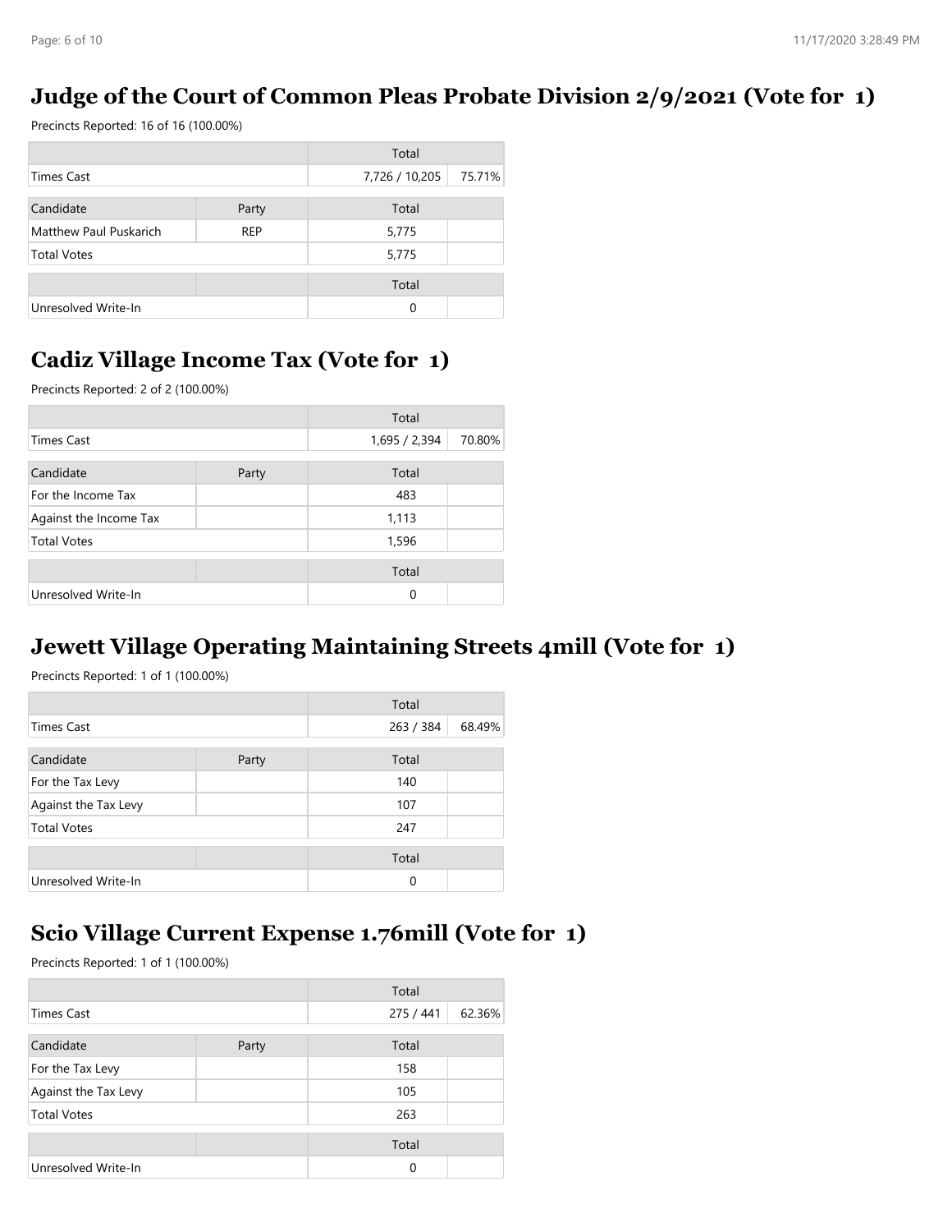## Judge of the Court of Common Pleas Probate Division 2/9/2021 (Vote for 1)

Precincts Reported: 16 of 16 (100.00%)

| | | Total | |
|---|---|---|---|
| Times Cast | | 7,726 / 10,205 | 75.71% |

| Candidate | Party | Total | |
|---|---|---|---|
| Matthew Paul Puskarich | REP | 5,775 | |
| Total Votes | | 5,775 | |

| | | Total | |
|---|---|---|---|
| Unresolved Write-In | | 0 | |

## Cadiz Village Income Tax (Vote for 1)

Precincts Reported: 2 of 2 (100.00%)

| | | Total | |
|---|---|---|---|
| Times Cast | | 1,695 / 2,394 | 70.80% |

| Candidate | Party | Total | |
|---|---|---|---|
| For the Income Tax | | 483 | |
| Against the Income Tax | | 1,113 | |
| Total Votes | | 1,596 | |

| | | Total | |
|---|---|---|---|
| Unresolved Write-In | | 0 | |

## Jewett Village Operating Maintaining Streets 4mill (Vote for 1)

Precincts Reported: 1 of 1 (100.00%)

| | | Total | |
|---|---|---|---|
| Times Cast | | 263 / 384 | 68.49% |

| Candidate | Party | Total | |
|---|---|---|---|
| For the Tax Levy | | 140 | |
| Against the Tax Levy | | 107 | |
| Total Votes | | 247 | |

| | | Total | |
|---|---|---|---|
| Unresolved Write-In | | 0 | |

## Scio Village Current Expense 1.76mill (Vote for 1)

Precincts Reported: 1 of 1 (100.00%)

| | | Total | |
|---|---|---|---|
| Times Cast | | 275 / 441 | 62.36% |

| Candidate | Party | Total | |
|---|---|---|---|
| For the Tax Levy | | 158 | |
| Against the Tax Levy | | 105 | |
| Total Votes | | 263 | |

| | | Total | |
|---|---|---|---|
| Unresolved Write-In | | 0 | |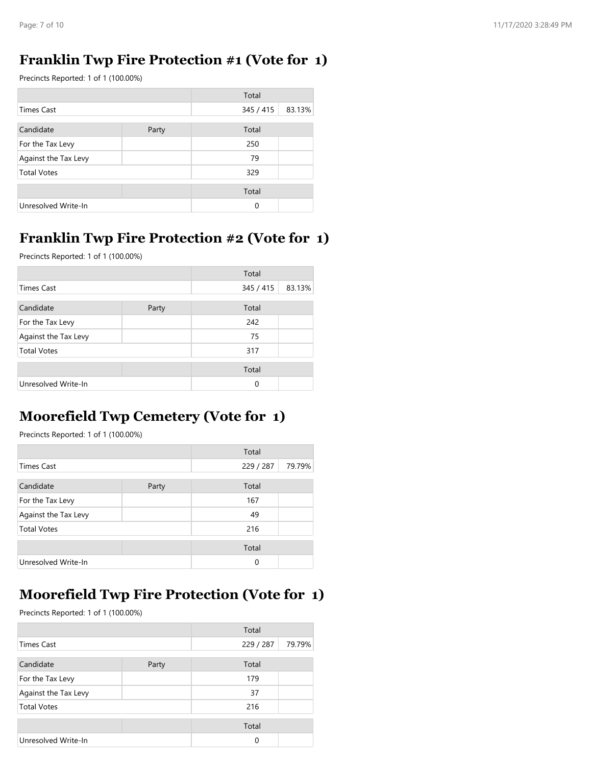## Franklin Twp Fire Protection #1 (Vote for 1)

Precincts Reported: 1 of 1 (100.00%)

| | | Total | |
|---|---|---|---|
| Times Cast | | 345 / 415 | 83.13% |

| Candidate | Party | Total | |
|---|---|---|---|
| For the Tax Levy | | 250 | |
| Against the Tax Levy | | 79 | |
| Total Votes | | 329 | |

| | | Total | |
|---|---|---|---|
| Unresolved Write-In | | 0 | |

## Franklin Twp Fire Protection #2 (Vote for 1)

Precincts Reported: 1 of 1 (100.00%)

| | | Total | |
|---|---|---|---|
| Times Cast | | 345 / 415 | 83.13% |

| Candidate | Party | Total | |
|---|---|---|---|
| For the Tax Levy | | 242 | |
| Against the Tax Levy | | 75 | |
| Total Votes | | 317 | |

| | | Total | |
|---|---|---|---|
| Unresolved Write-In | | 0 | |

## Moorefield Twp Cemetery (Vote for 1)

Precincts Reported: 1 of 1 (100.00%)

| | | Total | |
|---|---|---|---|
| Times Cast | | 229 / 287 | 79.79% |

| Candidate | Party | Total | |
|---|---|---|---|
| For the Tax Levy | | 167 | |
| Against the Tax Levy | | 49 | |
| Total Votes | | 216 | |

| | | Total | |
|---|---|---|---|
| Unresolved Write-In | | 0 | |

## Moorefield Twp Fire Protection (Vote for 1)

Precincts Reported: 1 of 1 (100.00%)

| | | Total | |
|---|---|---|---|
| Times Cast | | 229 / 287 | 79.79% |

| Candidate | Party | Total | |
|---|---|---|---|
| For the Tax Levy | | 179 | |
| Against the Tax Levy | | 37 | |
| Total Votes | | 216 | |

| | | Total | |
|---|---|---|---|
| Unresolved Write-In | | 0 | |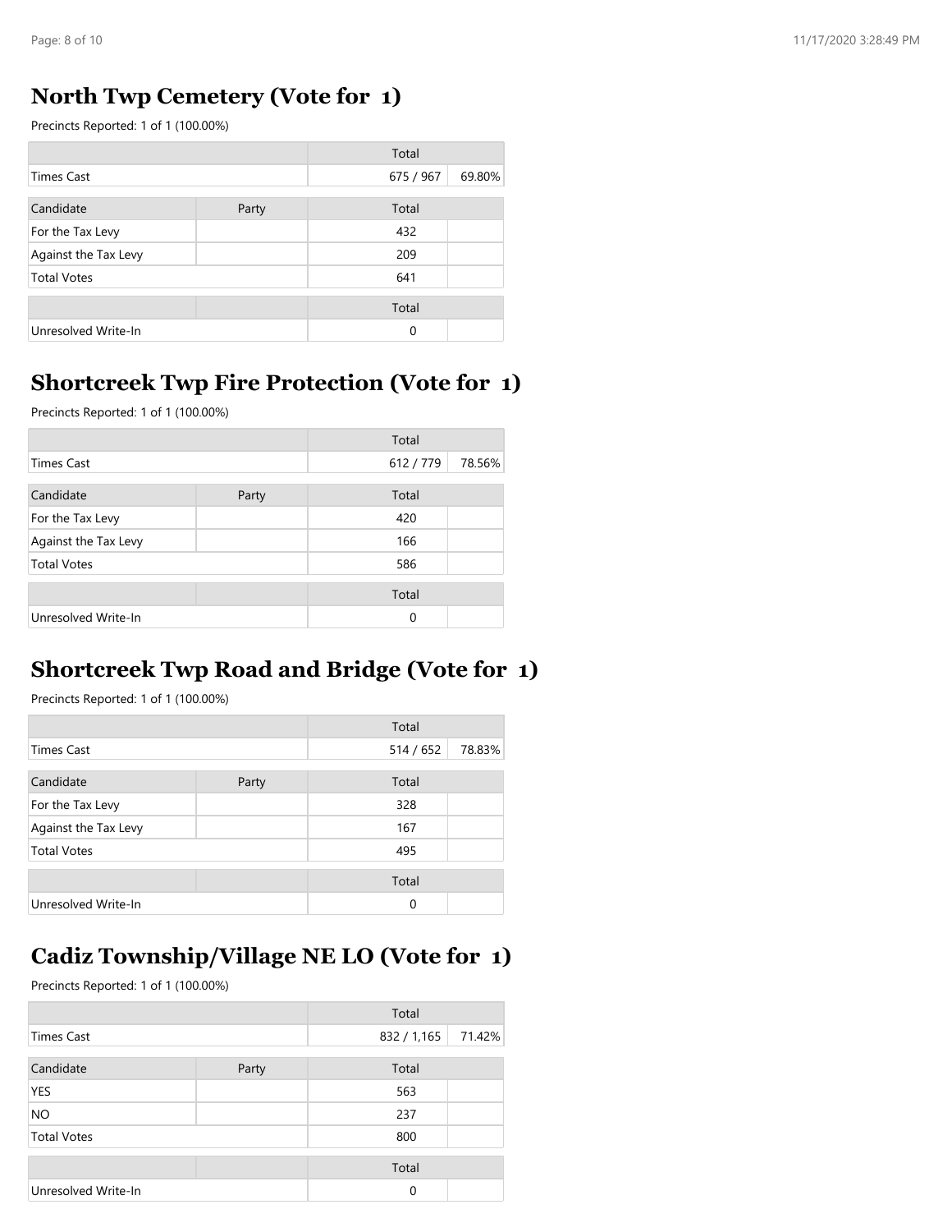## North Twp Cemetery (Vote for 1)

Precincts Reported: 1 of 1 (100.00%)

| | | Total | |
|---|---|---|---|
| Times Cast | | 675 / 967 | 69.80% |

| Candidate | Party | Total | |
|---|---|---|---|
| For the Tax Levy | | 432 | |
| Against the Tax Levy | | 209 | |
| Total Votes | | 641 | |

| | | Total | |
|---|---|---|---|
| Unresolved Write-In | | 0 | |

## Shortcreek Twp Fire Protection (Vote for 1)

Precincts Reported: 1 of 1 (100.00%)

| | | Total | |
|---|---|---|---|
| Times Cast | | 612 / 779 | 78.56% |

| Candidate | Party | Total | |
|---|---|---|---|
| For the Tax Levy | | 420 | |
| Against the Tax Levy | | 166 | |
| Total Votes | | 586 | |

| | | Total | |
|---|---|---|---|
| Unresolved Write-In | | 0 | |

## Shortcreek Twp Road and Bridge (Vote for 1)

Precincts Reported: 1 of 1 (100.00%)

| | | Total | |
|---|---|---|---|
| Times Cast | | 514 / 652 | 78.83% |

| Candidate | Party | Total | |
|---|---|---|---|
| For the Tax Levy | | 328 | |
| Against the Tax Levy | | 167 | |
| Total Votes | | 495 | |

| | | Total | |
|---|---|---|---|
| Unresolved Write-In | | 0 | |

## Cadiz Township/Village NE LO (Vote for 1)

Precincts Reported: 1 of 1 (100.00%)

| | | Total | |
|---|---|---|---|
| Times Cast | | 832 / 1,165 | 71.42% |

| Candidate | Party | Total | |
|---|---|---|---|
| YES | | 563 | |
| NO | | 237 | |
| Total Votes | | 800 | |

| | | Total | |
|---|---|---|---|
| Unresolved Write-In | | 0 | |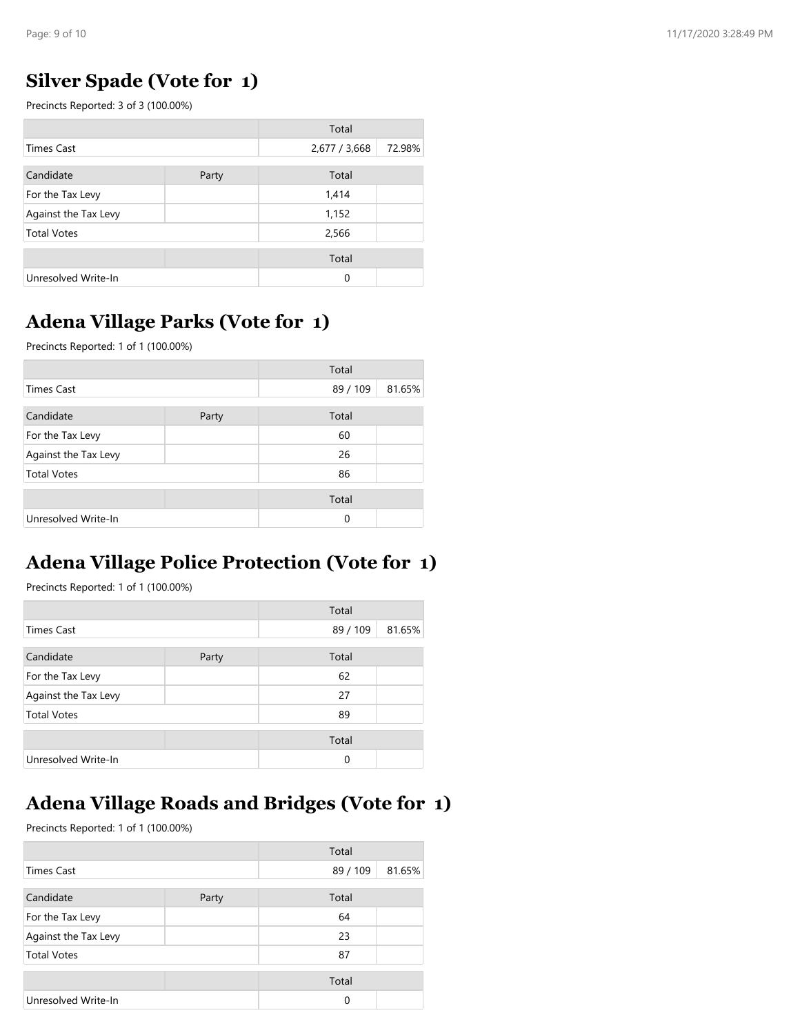## Silver Spade (Vote for 1)

Precincts Reported: 3 of 3 (100.00%)

| | | Total | |
|---|---|---|---|
| Times Cast | | 2,677 / 3,668 | 72.98% |

| Candidate | Party | Total | |
|---|---|---|---|
| For the Tax Levy | | 1,414 | |
| Against the Tax Levy | | 1,152 | |
| Total Votes | | 2,566 | |

| | | Total | |
|---|---|---|---|
| Unresolved Write-In | | 0 | |

## Adena Village Parks (Vote for 1)

Precincts Reported: 1 of 1 (100.00%)

| | | Total | |
|---|---|---|---|
| Times Cast | | 89 / 109 | 81.65% |

| Candidate | Party | Total | |
|---|---|---|---|
| For the Tax Levy | | 60 | |
| Against the Tax Levy | | 26 | |
| Total Votes | | 86 | |

| | | Total | |
|---|---|---|---|
| Unresolved Write-In | | 0 | |

## Adena Village Police Protection (Vote for 1)

Precincts Reported: 1 of 1 (100.00%)

| | | Total | |
|---|---|---|---|
| Times Cast | | 89 / 109 | 81.65% |

| Candidate | Party | Total | |
|---|---|---|---|
| For the Tax Levy | | 62 | |
| Against the Tax Levy | | 27 | |
| Total Votes | | 89 | |

| | | Total | |
|---|---|---|---|
| Unresolved Write-In | | 0 | |

## Adena Village Roads and Bridges (Vote for 1)

Precincts Reported: 1 of 1 (100.00%)

| | | Total | |
|---|---|---|---|
| Times Cast | | 89 / 109 | 81.65% |

| Candidate | Party | Total | |
|---|---|---|---|
| For the Tax Levy | | 64 | |
| Against the Tax Levy | | 23 | |
| Total Votes | | 87 | |

| | | Total | |
|---|---|---|---|
| Unresolved Write-In | | 0 | |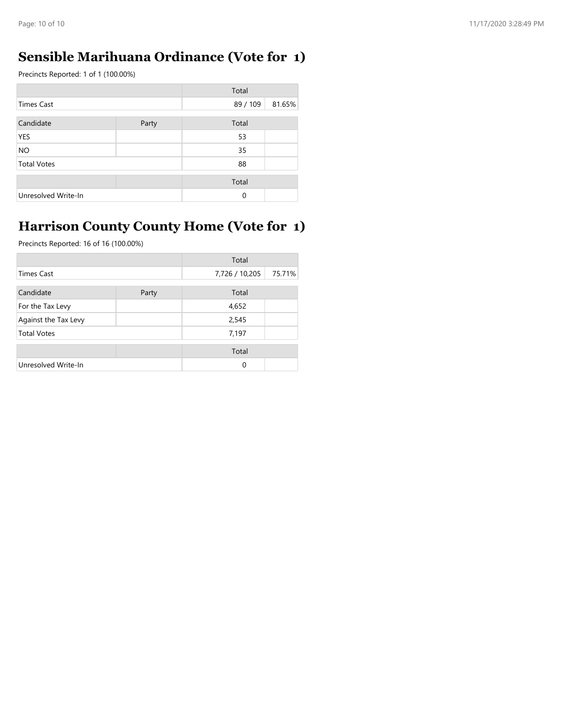## Sensible Marihuana Ordinance (Vote for 1)

Precincts Reported: 1 of 1 (100.00%)

| | | Total | |
|---|---|---|---|
| Times Cast | | 89 / 109 | 81.65% |

| Candidate | Party | Total | |
|---|---|---|---|
| YES | | 53 | |
| NO | | 35 | |
| Total Votes | | 88 | |

| | | Total | |
|---|---|---|---|
| Unresolved Write-In | | 0 | |

## Harrison County County Home (Vote for 1)

Precincts Reported: 16 of 16 (100.00%)

| | | Total | |
|---|---|---|---|
| Times Cast | | 7,726 / 10,205 | 75.71% |

| Candidate | Party | Total | |
|---|---|---|---|
| For the Tax Levy | | 4,652 | |
| Against the Tax Levy | | 2,545 | |
| Total Votes | | 7,197 | |

| | | Total | |
|---|---|---|---|
| Unresolved Write-In | | 0 | |